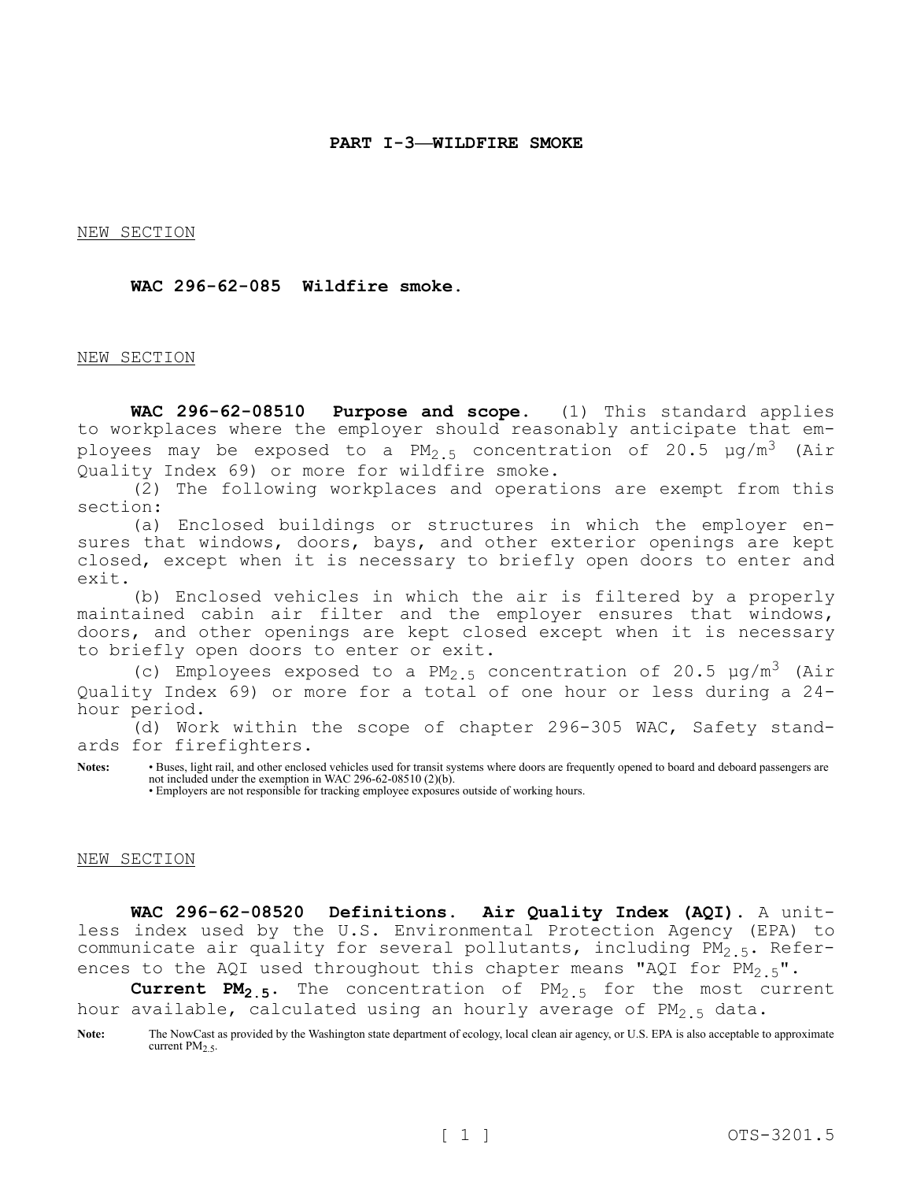## PART I-3—WILDFIRE SMOKE

NEW SECTION

### WAC 296-62-085 Wildfire smoke.

NEW SECTION

**WAC 296-62-08510 Purpose and scope.** (1) This standard applies to workplaces where the employer should reasonably anticipate that employees may be exposed to a $PM_{2.5}$ concentration of 20.5 $\mu g/m^3$ (Air Quality Index 69) or more for wildfire smoke.

(2) The following workplaces and operations are exempt from this section:

(a) Enclosed buildings or structures in which the employer ensures that windows, doors, bays, and other exterior openings are kept closed, except when it is necessary to briefly open doors to enter and exit.

(b) Enclosed vehicles in which the air is filtered by a properly maintained cabin air filter and the employer ensures that windows, doors, and other openings are kept closed except when it is necessary to briefly open doors to enter or exit.

(c) Employees exposed to a $PM_{2.5}$ concentration of 20.5 $\mu g/m^3$ (Air Quality Index 69) or more for a total of one hour or less during a 24-hour period.

(d) Work within the scope of chapter 296-305 WAC, Safety standards for firefighters.

**Notes:**
- Buses, light rail, and other enclosed vehicles used for transit systems where doors are frequently opened to board and deboard passengers are not included under the exemption in WAC 296-62-08510 (2)(b).
- Employers are not responsible for tracking employee exposures outside of working hours.

NEW SECTION

**WAC 296-62-08520 Definitions. Air Quality Index (AQI).** A unitless index used by the U.S. Environmental Protection Agency (EPA) to communicate air quality for several pollutants, including $PM_{2.5}$. References to the AQI used throughout this chapter means "AQI for $PM_{2.5}$".

**Current $PM_{2.5}$.** The concentration of $PM_{2.5}$ for the most current hour available, calculated using an hourly average of $PM_{2.5}$ data.

**Note:** The NowCast as provided by the Washington state department of ecology, local clean air agency, or U.S. EPA is also acceptable to approximate current $PM_{2.5}$.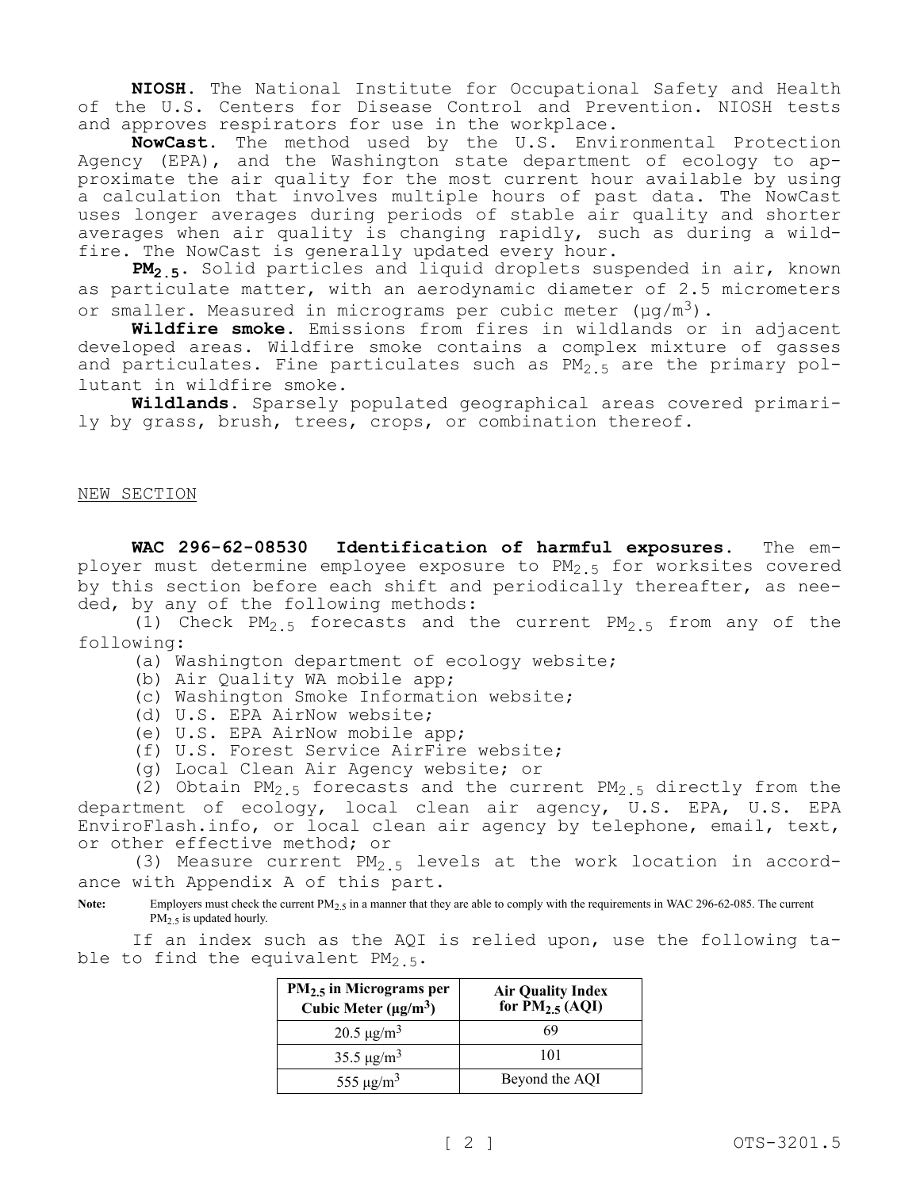**NIOSH.** The National Institute for Occupational Safety and Health of the U.S. Centers for Disease Control and Prevention. NIOSH tests and approves respirators for use in the workplace.

**NowCast.** The method used by the U.S. Environmental Protection Agency (EPA), and the Washington state department of ecology to approximate the air quality for the most current hour available by using a calculation that involves multiple hours of past data. The NowCast uses longer averages during periods of stable air quality and shorter averages when air quality is changing rapidly, such as during a wildfire. The NowCast is generally updated every hour.

**$PM_{2.5}$.** Solid particles and liquid droplets suspended in air, known as particulate matter, with an aerodynamic diameter of 2.5 micrometers or smaller. Measured in micrograms per cubic meter ($\mu g/m^3$).

**Wildfire smoke.** Emissions from fires in wildlands or in adjacent developed areas. Wildfire smoke contains a complex mixture of gasses and particulates. Fine particulates such as $PM_{2.5}$ are the primary pollutant in wildfire smoke.

**Wildlands.** Sparsely populated geographical areas covered primarily by grass, brush, trees, crops, or combination thereof.

NEW SECTION

**WAC 296-62-08530 Identification of harmful exposures.** The employer must determine employee exposure to $PM_{2.5}$ for worksites covered by this section before each shift and periodically thereafter, as needed, by any of the following methods:

(1) Check $PM_{2.5}$ forecasts and the current $PM_{2.5}$ from any of the following:

(a) Washington department of ecology website;

(b) Air Quality WA mobile app;

(c) Washington Smoke Information website;

(d) U.S. EPA AirNow website;

(e) U.S. EPA AirNow mobile app;

(f) U.S. Forest Service AirFire website;

(g) Local Clean Air Agency website; or

(2) Obtain $PM_{2.5}$ forecasts and the current $PM_{2.5}$ directly from the department of ecology, local clean air agency, U.S. EPA, U.S. EPA EnviroFlash.info, or local clean air agency by telephone, email, text, or other effective method; or

(3) Measure current $PM_{2.5}$ levels at the work location in accordance with Appendix A of this part.

**Note:** Employers must check the current $PM_{2.5}$ in a manner that they are able to comply with the requirements in WAC 296-62-085. The current $PM_{2.5}$ is updated hourly.

If an index such as the AQI is relied upon, use the following table to find the equivalent $PM_{2.5}$.

| $PM_{2.5}$ in Micrograms per Cubic Meter ($\mu g/m^3$) | Air Quality Index for $PM_{2.5}$ (AQI) |
|---|---|
| 20.5 $\mu g/m^3$ | 69 |
| 35.5 $\mu g/m^3$ | 101 |
| 555 $\mu g/m^3$ | Beyond the AQI |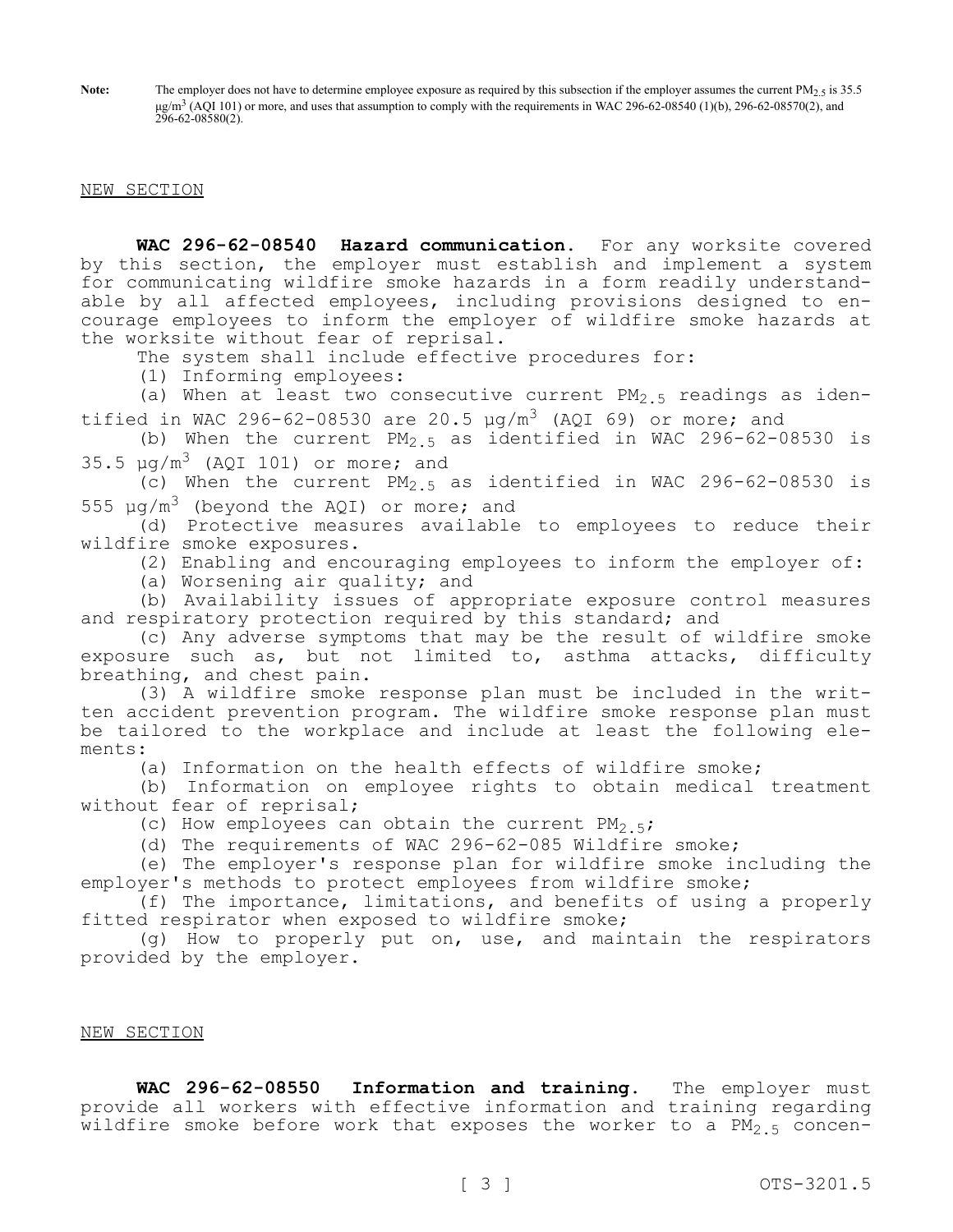**Note:** The employer does not have to determine employee exposure as required by this subsection if the employer assumes the current $PM_{2.5}$ is 35.5 $\mu g/m^3$ (AQI 101) or more, and uses that assumption to comply with the requirements in WAC 296-62-08540 (1)(b), 296-62-08570(2), and 296-62-08580(2).

NEW SECTION

**WAC 296-62-08540 Hazard communication.** For any worksite covered by this section, the employer must establish and implement a system for communicating wildfire smoke hazards in a form readily understandable by all affected employees, including provisions designed to encourage employees to inform the employer of wildfire smoke hazards at the worksite without fear of reprisal.

The system shall include effective procedures for:

(1) Informing employees:

(a) When at least two consecutive current $PM_{2.5}$ readings as identified in WAC 296-62-08530 are 20.5 $\mu g/m^3$ (AQI 69) or more; and

(b) When the current $PM_{2.5}$ as identified in WAC 296-62-08530 is 35.5 $\mu g/m^3$ (AQI 101) or more; and

(c) When the current $PM_{2.5}$ as identified in WAC 296-62-08530 is 555 $\mu g/m^3$ (beyond the AQI) or more; and

(d) Protective measures available to employees to reduce their wildfire smoke exposures.

(2) Enabling and encouraging employees to inform the employer of:

(a) Worsening air quality; and

(b) Availability issues of appropriate exposure control measures and respiratory protection required by this standard; and

(c) Any adverse symptoms that may be the result of wildfire smoke exposure such as, but not limited to, asthma attacks, difficulty breathing, and chest pain.

(3) A wildfire smoke response plan must be included in the written accident prevention program. The wildfire smoke response plan must be tailored to the workplace and include at least the following elements:

(a) Information on the health effects of wildfire smoke;

(b) Information on employee rights to obtain medical treatment without fear of reprisal;

(c) How employees can obtain the current $PM_{2.5}$;

(d) The requirements of WAC 296-62-085 Wildfire smoke;

(e) The employer's response plan for wildfire smoke including the employer's methods to protect employees from wildfire smoke;

(f) The importance, limitations, and benefits of using a properly fitted respirator when exposed to wildfire smoke;

(g) How to properly put on, use, and maintain the respirators provided by the employer.

NEW SECTION

**WAC 296-62-08550 Information and training.** The employer must provide all workers with effective information and training regarding wildfire smoke before work that exposes the worker to a $PM_{2.5}$ concen-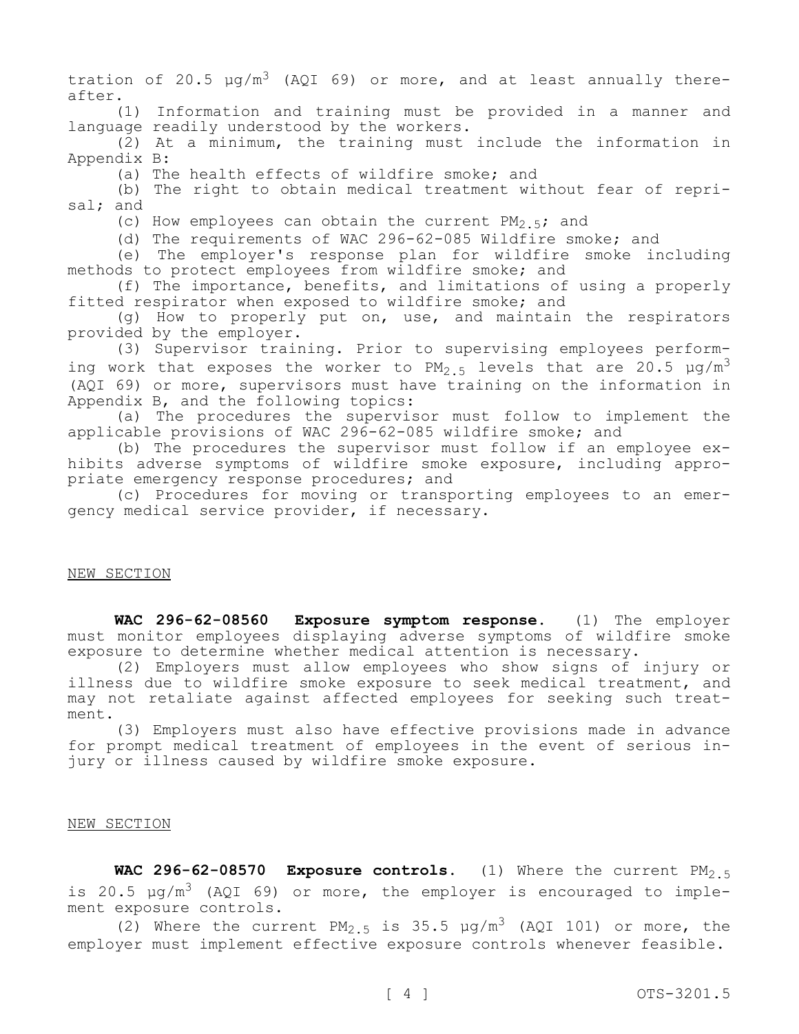tration of 20.5 $\mu g/m^3$ (AQI 69) or more, and at least annually thereafter.

(1) Information and training must be provided in a manner and language readily understood by the workers.

(2) At a minimum, the training must include the information in Appendix B:

(a) The health effects of wildfire smoke; and

(b) The right to obtain medical treatment without fear of reprisal; and

(c) How employees can obtain the current $PM_{2.5}$; and

(d) The requirements of WAC 296-62-085 Wildfire smoke; and

(e) The employer's response plan for wildfire smoke including methods to protect employees from wildfire smoke; and

(f) The importance, benefits, and limitations of using a properly fitted respirator when exposed to wildfire smoke; and

(g) How to properly put on, use, and maintain the respirators provided by the employer.

(3) Supervisor training. Prior to supervising employees performing work that exposes the worker to $PM_{2.5}$ levels that are 20.5 $\mu g/m^3$ (AQI 69) or more, supervisors must have training on the information in Appendix B, and the following topics:

(a) The procedures the supervisor must follow to implement the applicable provisions of WAC 296-62-085 wildfire smoke; and

(b) The procedures the supervisor must follow if an employee exhibits adverse symptoms of wildfire smoke exposure, including appropriate emergency response procedures; and

(c) Procedures for moving or transporting employees to an emergency medical service provider, if necessary.

NEW SECTION

**WAC 296-62-08560 Exposure symptom response.** (1) The employer must monitor employees displaying adverse symptoms of wildfire smoke exposure to determine whether medical attention is necessary.

(2) Employers must allow employees who show signs of injury or illness due to wildfire smoke exposure to seek medical treatment, and may not retaliate against affected employees for seeking such treatment.

(3) Employers must also have effective provisions made in advance for prompt medical treatment of employees in the event of serious injury or illness caused by wildfire smoke exposure.

NEW SECTION

**WAC 296-62-08570 Exposure controls.** (1) Where the current $PM_{2.5}$ is 20.5 $\mu g/m^3$ (AQI 69) or more, the employer is encouraged to implement exposure controls.

(2) Where the current $PM_{2.5}$ is 35.5 $\mu g/m^3$ (AQI 101) or more, the employer must implement effective exposure controls whenever feasible.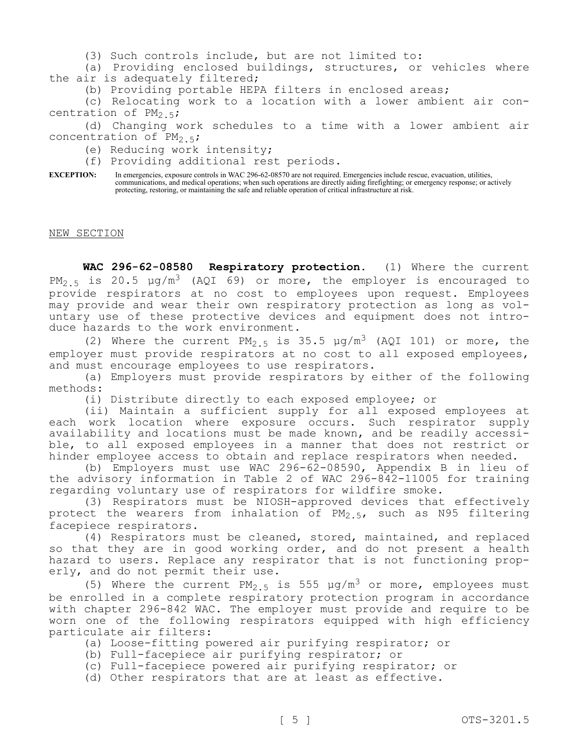(3) Such controls include, but are not limited to:

(a) Providing enclosed buildings, structures, or vehicles where the air is adequately filtered;

(b) Providing portable HEPA filters in enclosed areas;

(c) Relocating work to a location with a lower ambient air concentration of $PM_{2.5}$;

(d) Changing work schedules to a time with a lower ambient air concentration of $PM_{2.5}$;

(e) Reducing work intensity;

(f) Providing additional rest periods.

**EXCEPTION:** In emergencies, exposure controls in WAC 296-62-08570 are not required. Emergencies include rescue, evacuation, utilities, communications, and medical operations; when such operations are directly aiding firefighting; or emergency response; or actively protecting, restoring, or maintaining the safe and reliable operation of critical infrastructure at risk.

NEW SECTION

**WAC 296-62-08580 Respiratory protection.** (1) Where the current $PM_{2.5}$ is 20.5 µg/$m^3$ (AQI 69) or more, the employer is encouraged to provide respirators at no cost to employees upon request. Employees may provide and wear their own respiratory protection as long as voluntary use of these protective devices and equipment does not introduce hazards to the work environment.

(2) Where the current $PM_{2.5}$ is 35.5 µg/$m^3$ (AQI 101) or more, the employer must provide respirators at no cost to all exposed employees, and must encourage employees to use respirators.

(a) Employers must provide respirators by either of the following methods:

(i) Distribute directly to each exposed employee; or

(ii) Maintain a sufficient supply for all exposed employees at each work location where exposure occurs. Such respirator supply availability and locations must be made known, and be readily accessible, to all exposed employees in a manner that does not restrict or hinder employee access to obtain and replace respirators when needed.

(b) Employers must use WAC 296-62-08590, Appendix B in lieu of the advisory information in Table 2 of WAC 296-842-11005 for training regarding voluntary use of respirators for wildfire smoke.

(3) Respirators must be NIOSH-approved devices that effectively protect the wearers from inhalation of $PM_{2.5}$, such as N95 filtering facepiece respirators.

(4) Respirators must be cleaned, stored, maintained, and replaced so that they are in good working order, and do not present a health hazard to users. Replace any respirator that is not functioning properly, and do not permit their use.

(5) Where the current $PM_{2.5}$ is 555 µg/$m^3$ or more, employees must be enrolled in a complete respiratory protection program in accordance with chapter 296-842 WAC. The employer must provide and require to be worn one of the following respirators equipped with high efficiency particulate air filters:

(a) Loose-fitting powered air purifying respirator; or

(b) Full-facepiece air purifying respirator; or

(c) Full-facepiece powered air purifying respirator; or

(d) Other respirators that are at least as effective.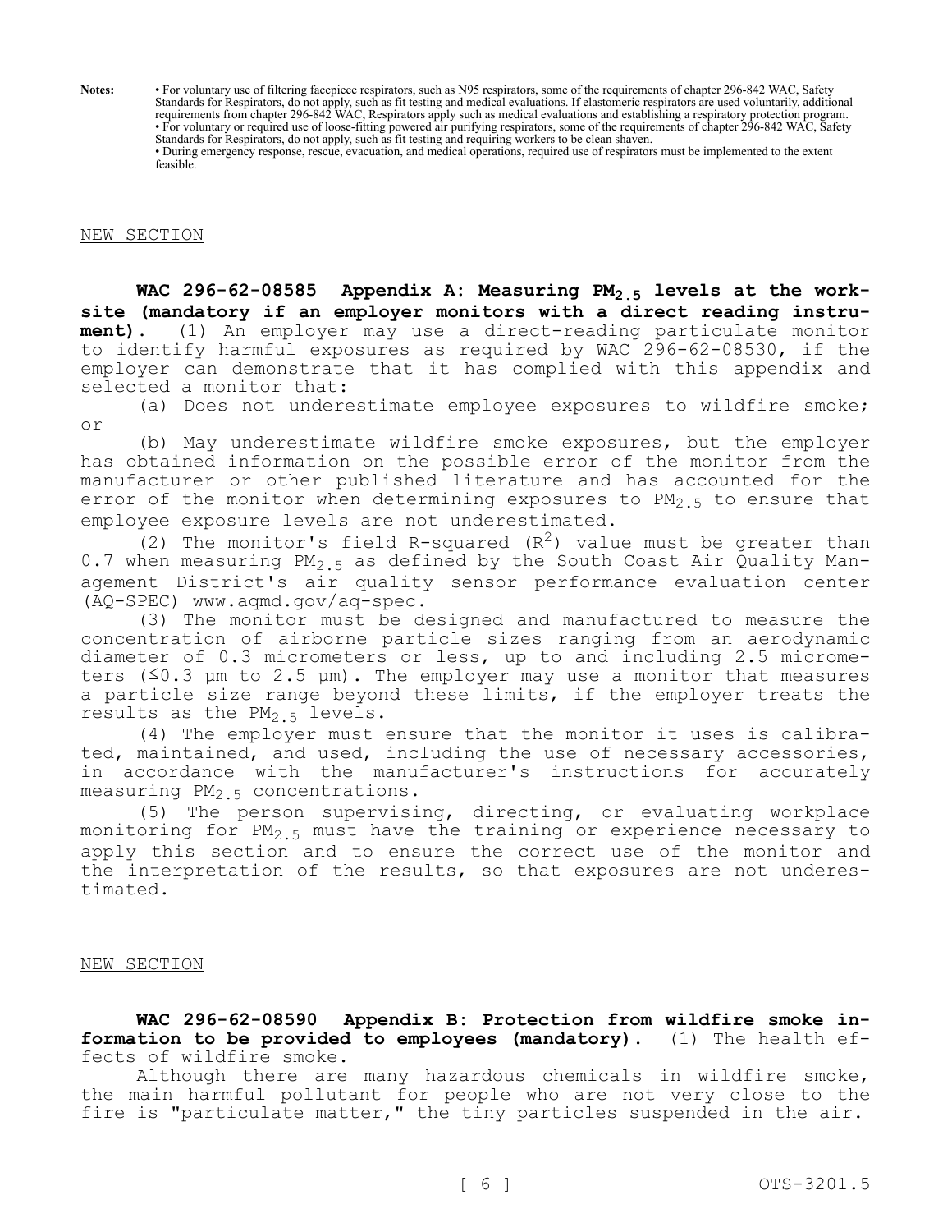**Notes:** • For voluntary use of filtering facepiece respirators, such as N95 respirators, some of the requirements of chapter 296-842 WAC, Safety Standards for Respirators, do not apply, such as fit testing and medical evaluations. If elastomeric respirators are used voluntarily, additional requirements from chapter 296-842 WAC, Respirators apply such as medical evaluations and establishing a respiratory protection program.
• For voluntary or required use of loose-fitting powered air purifying respirators, some of the requirements of chapter 296-842 WAC, Safety Standards for Respirators, do not apply, such as fit testing and requiring workers to be clean shaven.
• During emergency response, rescue, evacuation, and medical operations, required use of respirators must be implemented to the extent feasible.

NEW SECTION

**WAC 296-62-08585 Appendix A: Measuring $PM_{2.5}$ levels at the worksite (mandatory if an employer monitors with a direct reading instrument).** (1) An employer may use a direct-reading particulate monitor to identify harmful exposures as required by WAC 296-62-08530, if the employer can demonstrate that it has complied with this appendix and selected a monitor that:

(a) Does not underestimate employee exposures to wildfire smoke; or

(b) May underestimate wildfire smoke exposures, but the employer has obtained information on the possible error of the monitor from the manufacturer or other published literature and has accounted for the error of the monitor when determining exposures to $PM_{2.5}$ to ensure that employee exposure levels are not underestimated.

(2) The monitor's field R-squared ($R^2$) value must be greater than 0.7 when measuring $PM_{2.5}$ as defined by the South Coast Air Quality Management District's air quality sensor performance evaluation center (AQ-SPEC) www.aqmd.gov/aq-spec.

(3) The monitor must be designed and manufactured to measure the concentration of airborne particle sizes ranging from an aerodynamic diameter of 0.3 micrometers or less, up to and including 2.5 micrometers ($\leq$0.3 μm to 2.5 μm). The employer may use a monitor that measures a particle size range beyond these limits, if the employer treats the results as the $PM_{2.5}$ levels.

(4) The employer must ensure that the monitor it uses is calibrated, maintained, and used, including the use of necessary accessories, in accordance with the manufacturer's instructions for accurately measuring $PM_{2.5}$ concentrations.

(5) The person supervising, directing, or evaluating workplace monitoring for $PM_{2.5}$ must have the training or experience necessary to apply this section and to ensure the correct use of the monitor and the interpretation of the results, so that exposures are not underestimated.

NEW SECTION

**WAC 296-62-08590 Appendix B: Protection from wildfire smoke information to be provided to employees (mandatory).** (1) The health effects of wildfire smoke.

Although there are many hazardous chemicals in wildfire smoke, the main harmful pollutant for people who are not very close to the fire is "particulate matter," the tiny particles suspended in the air.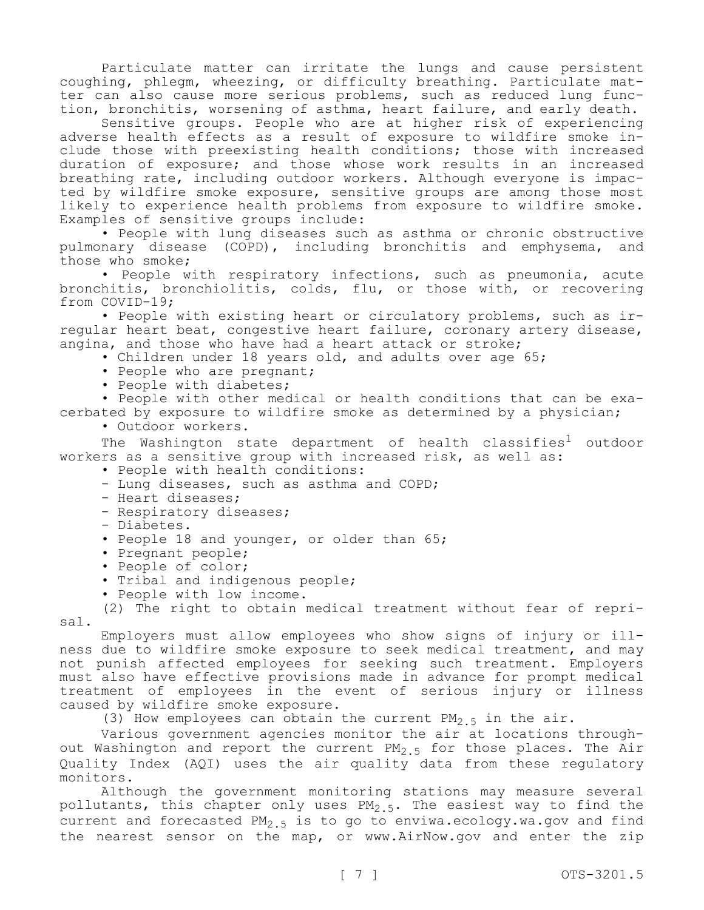Particulate matter can irritate the lungs and cause persistent coughing, phlegm, wheezing, or difficulty breathing. Particulate matter can also cause more serious problems, such as reduced lung function, bronchitis, worsening of asthma, heart failure, and early death.

Sensitive groups. People who are at higher risk of experiencing adverse health effects as a result of exposure to wildfire smoke include those with preexisting health conditions; those with increased duration of exposure; and those whose work results in an increased breathing rate, including outdoor workers. Although everyone is impacted by wildfire smoke exposure, sensitive groups are among those most likely to experience health problems from exposure to wildfire smoke. Examples of sensitive groups include:

- People with lung diseases such as asthma or chronic obstructive pulmonary disease (COPD), including bronchitis and emphysema, and those who smoke;
- People with respiratory infections, such as pneumonia, acute bronchitis, bronchiolitis, colds, flu, or those with, or recovering from COVID-19;
- People with existing heart or circulatory problems, such as irregular heart beat, congestive heart failure, coronary artery disease, angina, and those who have had a heart attack or stroke;
- Children under 18 years old, and adults over age 65;
- People who are pregnant;
- People with diabetes;
- People with other medical or health conditions that can be exacerbated by exposure to wildfire smoke as determined by a physician;
- Outdoor workers.

The Washington state department of health classifies[1] outdoor workers as a sensitive group with increased risk, as well as:

- People with health conditions:
  - Lung diseases, such as asthma and COPD;
  - Heart diseases;
  - Respiratory diseases;
  - Diabetes.
- People 18 and younger, or older than 65;
- Pregnant people;
- People of color;
- Tribal and indigenous people;
- People with low income.

(2) The right to obtain medical treatment without fear of reprisal.

Employers must allow employees who show signs of injury or illness due to wildfire smoke exposure to seek medical treatment, and may not punish affected employees for seeking such treatment. Employers must also have effective provisions made in advance for prompt medical treatment of employees in the event of serious injury or illness caused by wildfire smoke exposure.

(3) How employees can obtain the current $PM_{2.5}$ in the air.

Various government agencies monitor the air at locations throughout Washington and report the current $PM_{2.5}$ for those places. The Air Quality Index (AQI) uses the air quality data from these regulatory monitors.

Although the government monitoring stations may measure several pollutants, this chapter only uses $PM_{2.5}$. The easiest way to find the current and forecasted $PM_{2.5}$ is to go to enviwa.ecology.wa.gov and find the nearest sensor on the map, or www.AirNow.gov and enter the zip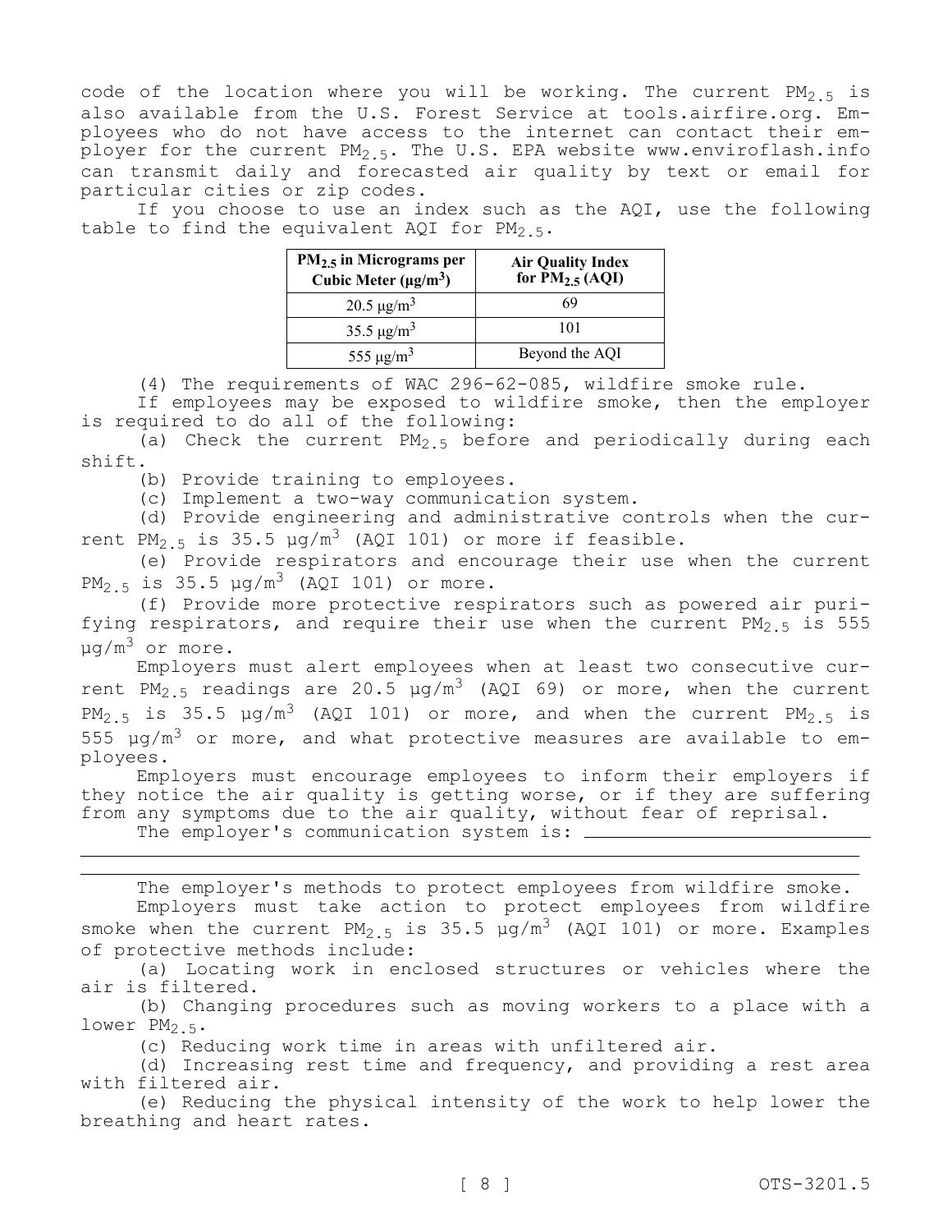code of the location where you will be working. The current $PM_{2.5}$ is also available from the U.S. Forest Service at tools.airfire.org. Employees who do not have access to the internet can contact their employer for the current $PM_{2.5}$. The U.S. EPA website www.enviroflash.info can transmit daily and forecasted air quality by text or email for particular cities or zip codes.

If you choose to use an index such as the AQI, use the following table to find the equivalent AQI for $PM_{2.5}$.

| $PM_{2.5}$ in Micrograms per Cubic Meter ($\mu g/m^3$) | Air Quality Index for $PM_{2.5}$ (AQI) |
|---|---|
| 20.5 $\mu g/m^3$ | 69 |
| 35.5 $\mu g/m^3$ | 101 |
| 555 $\mu g/m^3$ | Beyond the AQI |

(4) The requirements of WAC 296-62-085, wildfire smoke rule.

If employees may be exposed to wildfire smoke, then the employer is required to do all of the following:

(a) Check the current $PM_{2.5}$ before and periodically during each shift.

(b) Provide training to employees.

(c) Implement a two-way communication system.

(d) Provide engineering and administrative controls when the current $PM_{2.5}$ is 35.5 $\mu g/m^3$ (AQI 101) or more if feasible.

(e) Provide respirators and encourage their use when the current $PM_{2.5}$ is 35.5 $\mu g/m^3$ (AQI 101) or more.

(f) Provide more protective respirators such as powered air purifying respirators, and require their use when the current $PM_{2.5}$ is 555 $\mu g/m^3$ or more.

Employers must alert employees when at least two consecutive current $PM_{2.5}$ readings are 20.5 $\mu g/m^3$ (AQI 69) or more, when the current $PM_{2.5}$ is 35.5 $\mu g/m^3$ (AQI 101) or more, and when the current $PM_{2.5}$ is 555 $\mu g/m^3$ or more, and what protective measures are available to employees.

Employers must encourage employees to inform their employers if they notice the air quality is getting worse, or if they are suffering from any symptoms due to the air quality, without fear of reprisal.

The employer's communication system is: ______________________________

______________________________________________________________________

______________________________________________________________________

The employer's methods to protect employees from wildfire smoke.

Employers must take action to protect employees from wildfire smoke when the current $PM_{2.5}$ is 35.5 $\mu g/m^3$ (AQI 101) or more. Examples of protective methods include:

(a) Locating work in enclosed structures or vehicles where the air is filtered.

(b) Changing procedures such as moving workers to a place with a lower $PM_{2.5}$.

(c) Reducing work time in areas with unfiltered air.

(d) Increasing rest time and frequency, and providing a rest area with filtered air.

(e) Reducing the physical intensity of the work to help lower the breathing and heart rates.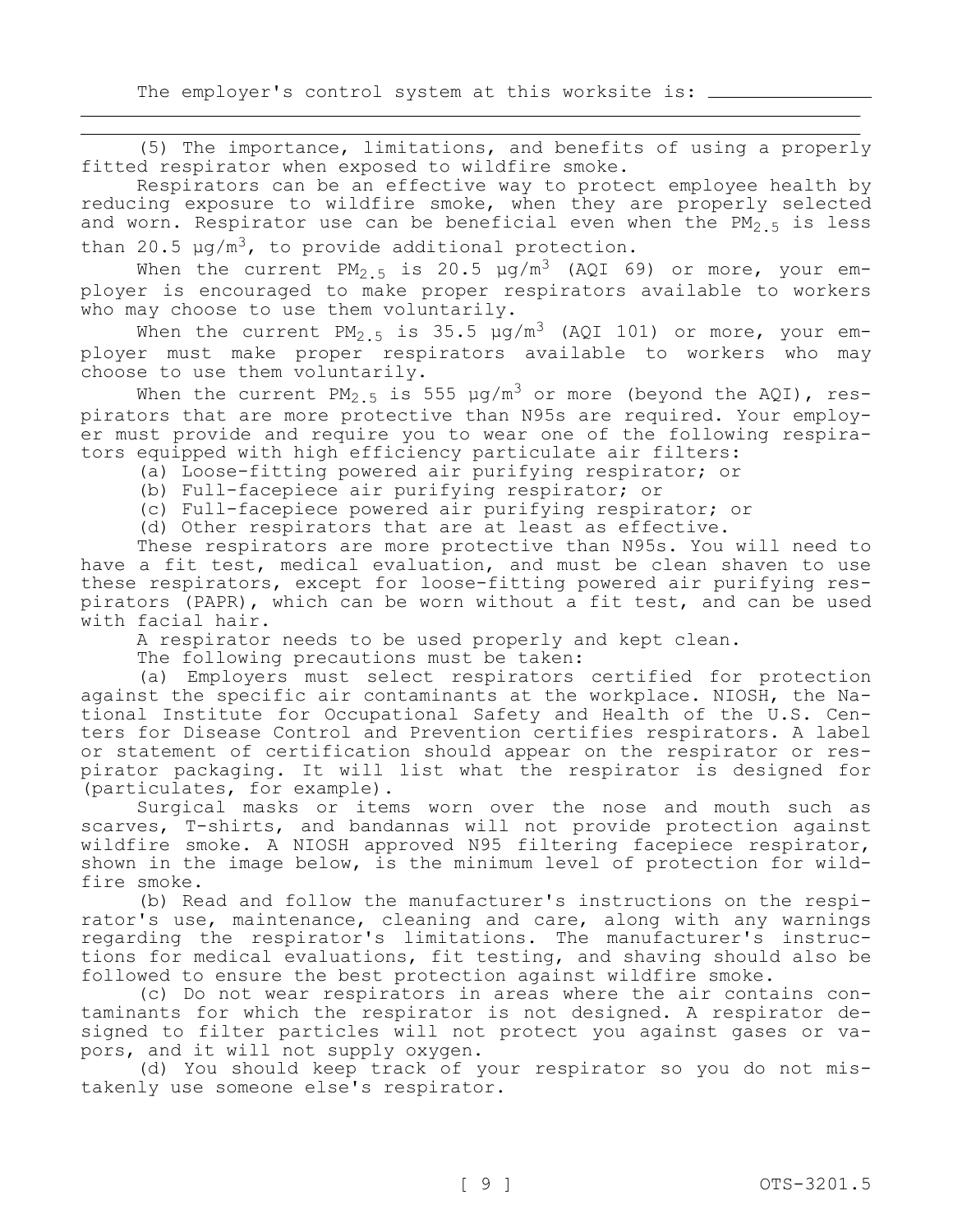The employer's control system at this worksite is: ________________
__________________________________________________________________________
__________________________________________________________________________

(5) The importance, limitations, and benefits of using a properly fitted respirator when exposed to wildfire smoke.

Respirators can be an effective way to protect employee health by reducing exposure to wildfire smoke, when they are properly selected and worn. Respirator use can be beneficial even when the $PM_{2.5}$ is less than 20.5 $\mu g/m^3$, to provide additional protection.

When the current $PM_{2.5}$ is 20.5 $\mu g/m^3$ (AQI 69) or more, your employer is encouraged to make proper respirators available to workers who may choose to use them voluntarily.

When the current $PM_{2.5}$ is 35.5 $\mu g/m^3$ (AQI 101) or more, your employer must make proper respirators available to workers who may choose to use them voluntarily.

When the current $PM_{2.5}$ is 555 $\mu g/m^3$ or more (beyond the AQI), respirators that are more protective than N95s are required. Your employer must provide and require you to wear one of the following respirators equipped with high efficiency particulate air filters:

(a) Loose-fitting powered air purifying respirator; or

(b) Full-facepiece air purifying respirator; or

(c) Full-facepiece powered air purifying respirator; or

(d) Other respirators that are at least as effective.

These respirators are more protective than N95s. You will need to have a fit test, medical evaluation, and must be clean shaven to use these respirators, except for loose-fitting powered air purifying respirators (PAPR), which can be worn without a fit test, and can be used with facial hair.

A respirator needs to be used properly and kept clean.

The following precautions must be taken:

(a) Employers must select respirators certified for protection against the specific air contaminants at the workplace. NIOSH, the National Institute for Occupational Safety and Health of the U.S. Centers for Disease Control and Prevention certifies respirators. A label or statement of certification should appear on the respirator or respirator packaging. It will list what the respirator is designed for (particulates, for example).

Surgical masks or items worn over the nose and mouth such as scarves, T-shirts, and bandannas will not provide protection against wildfire smoke. A NIOSH approved N95 filtering facepiece respirator, shown in the image below, is the minimum level of protection for wildfire smoke.

(b) Read and follow the manufacturer's instructions on the respirator's use, maintenance, cleaning and care, along with any warnings regarding the respirator's limitations. The manufacturer's instructions for medical evaluations, fit testing, and shaving should also be followed to ensure the best protection against wildfire smoke.

(c) Do not wear respirators in areas where the air contains contaminants for which the respirator is not designed. A respirator designed to filter particles will not protect you against gases or vapors, and it will not supply oxygen.

(d) You should keep track of your respirator so you do not mistakenly use someone else's respirator.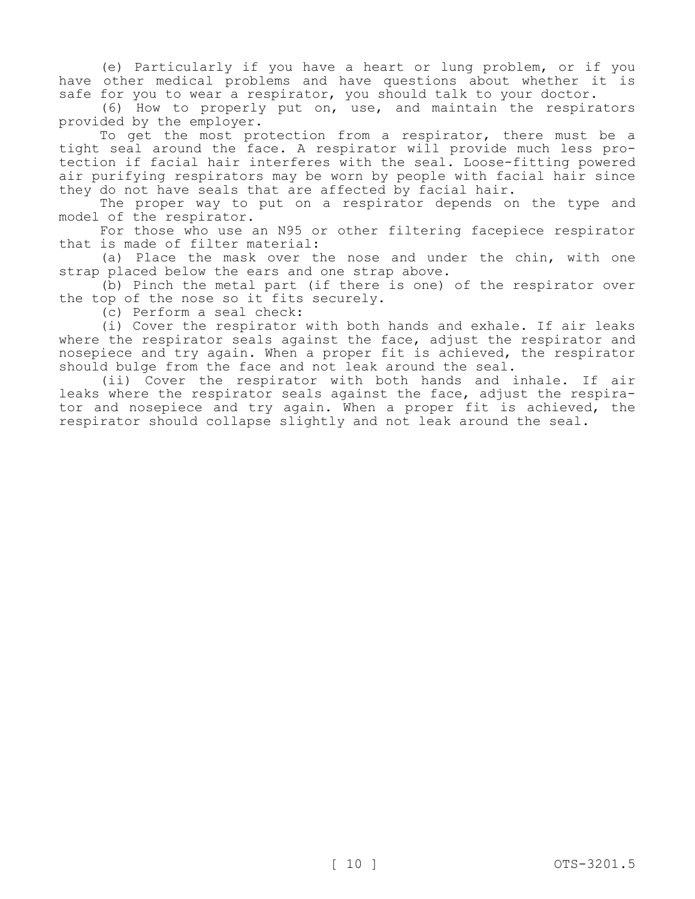(e) Particularly if you have a heart or lung problem, or if you have other medical problems and have questions about whether it is safe for you to wear a respirator, you should talk to your doctor.

(6) How to properly put on, use, and maintain the respirators provided by the employer.

To get the most protection from a respirator, there must be a tight seal around the face. A respirator will provide much less protection if facial hair interferes with the seal. Loose-fitting powered air purifying respirators may be worn by people with facial hair since they do not have seals that are affected by facial hair.

The proper way to put on a respirator depends on the type and model of the respirator.

For those who use an N95 or other filtering facepiece respirator that is made of filter material:

(a) Place the mask over the nose and under the chin, with one strap placed below the ears and one strap above.

(b) Pinch the metal part (if there is one) of the respirator over the top of the nose so it fits securely.

(c) Perform a seal check:

(i) Cover the respirator with both hands and exhale. If air leaks where the respirator seals against the face, adjust the respirator and nosepiece and try again. When a proper fit is achieved, the respirator should bulge from the face and not leak around the seal.

(ii) Cover the respirator with both hands and inhale. If air leaks where the respirator seals against the face, adjust the respirator and nosepiece and try again. When a proper fit is achieved, the respirator should collapse slightly and not leak around the seal.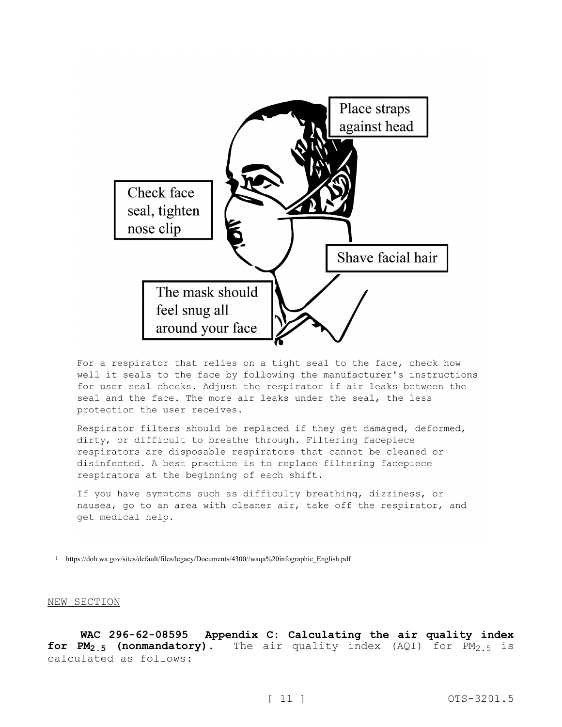Place straps against head

Check face seal, tighten nose clip

Shave facial hair

The mask should feel snug all around your face

For a respirator that relies on a tight seal to the face, check how well it seals to the face by following the manufacturer's instructions for user seal checks. Adjust the respirator if air leaks between the seal and the face. The more air leaks under the seal, the less protection the user receives.

Respirator filters should be replaced if they get damaged, deformed, dirty, or difficult to breathe through. Filtering facepiece respirators are disposable respirators that cannot be cleaned or disinfected. A best practice is to replace filtering facepiece respirators at the beginning of each shift.

If you have symptoms such as difficulty breathing, dizziness, or nausea, go to an area with cleaner air, take off the respirator, and get medical help.

[1] https://doh.wa.gov/sites/default/files/legacy/Documents/4300//waqa%20infographic_English.pdf

NEW SECTION

**WAC 296-62-08595 Appendix C: Calculating the air quality index for $PM_{2.5}$ (nonmandatory).** The air quality index (AQI) for $PM_{2.5}$ is calculated as follows: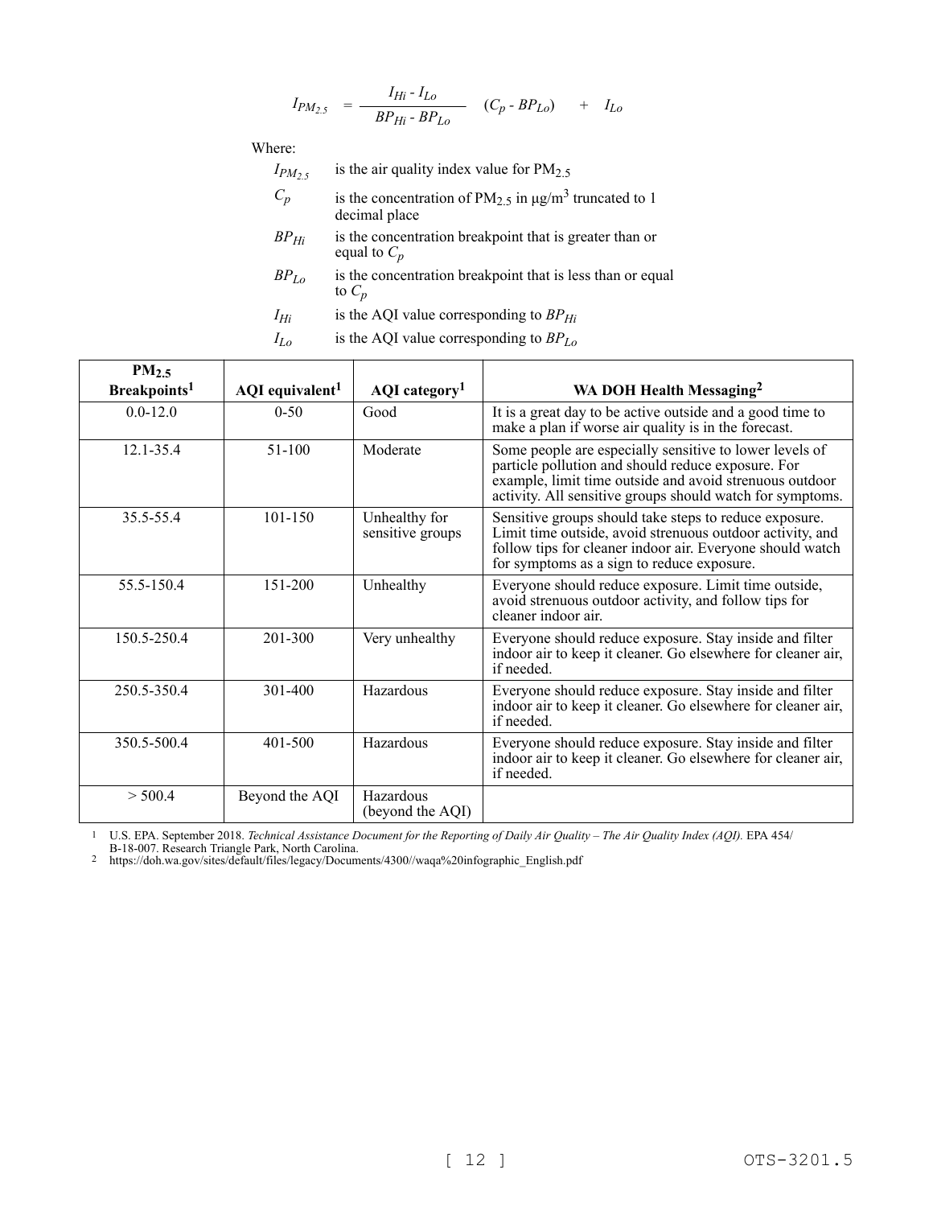$$I_{PM_{2.5}} = \frac{I_{Hi} - I_{Lo}}{BP_{Hi} - BP_{Lo}} (C_p - BP_{Lo}) + I_{Lo}$$

Where:

$I_{PM_{2.5}}$ is the air quality index value for $PM_{2.5}$

$C_p$ is the concentration of $PM_{2.5}$ in $\mu g/m^3$ truncated to 1 decimal place

$BP_{Hi}$ is the concentration breakpoint that is greater than or equal to $C_p$

$BP_{Lo}$ is the concentration breakpoint that is less than or equal to $C_p$

$I_{Hi}$ is the AQI value corresponding to $BP_{Hi}$

$I_{Lo}$ is the AQI value corresponding to $BP_{Lo}$

| $PM_{2.5}$ Breakpoints[1] | AQI equivalent[1] | AQI category[1] | WA DOH Health Messaging[2] |
|---|---|---|---|
| 0.0-12.0 | 0-50 | Good | It is a great day to be active outside and a good time to make a plan if worse air quality is in the forecast. |
| 12.1-35.4 | 51-100 | Moderate | Some people are especially sensitive to lower levels of particle pollution and should reduce exposure. For example, limit time outside and avoid strenuous outdoor activity. All sensitive groups should watch for symptoms. |
| 35.5-55.4 | 101-150 | Unhealthy for sensitive groups | Sensitive groups should take steps to reduce exposure. Limit time outside, avoid strenuous outdoor activity, and follow tips for cleaner indoor air. Everyone should watch for symptoms as a sign to reduce exposure. |
| 55.5-150.4 | 151-200 | Unhealthy | Everyone should reduce exposure. Limit time outside, avoid strenuous outdoor activity, and follow tips for cleaner indoor air. |
| 150.5-250.4 | 201-300 | Very unhealthy | Everyone should reduce exposure. Stay inside and filter indoor air to keep it cleaner. Go elsewhere for cleaner air, if needed. |
| 250.5-350.4 | 301-400 | Hazardous | Everyone should reduce exposure. Stay inside and filter indoor air to keep it cleaner. Go elsewhere for cleaner air, if needed. |
| 350.5-500.4 | 401-500 | Hazardous | Everyone should reduce exposure. Stay inside and filter indoor air to keep it cleaner. Go elsewhere for cleaner air, if needed. |
| > 500.4 | Beyond the AQI | Hazardous (beyond the AQI) | |

[1] U.S. EPA. September 2018. *Technical Assistance Document for the Reporting of Daily Air Quality – The Air Quality Index (AQI).* EPA 454/B-18-007. Research Triangle Park, North Carolina.

[2] https://doh.wa.gov/sites/default/files/legacy/Documents/4300//waqa%20infographic_English.pdf